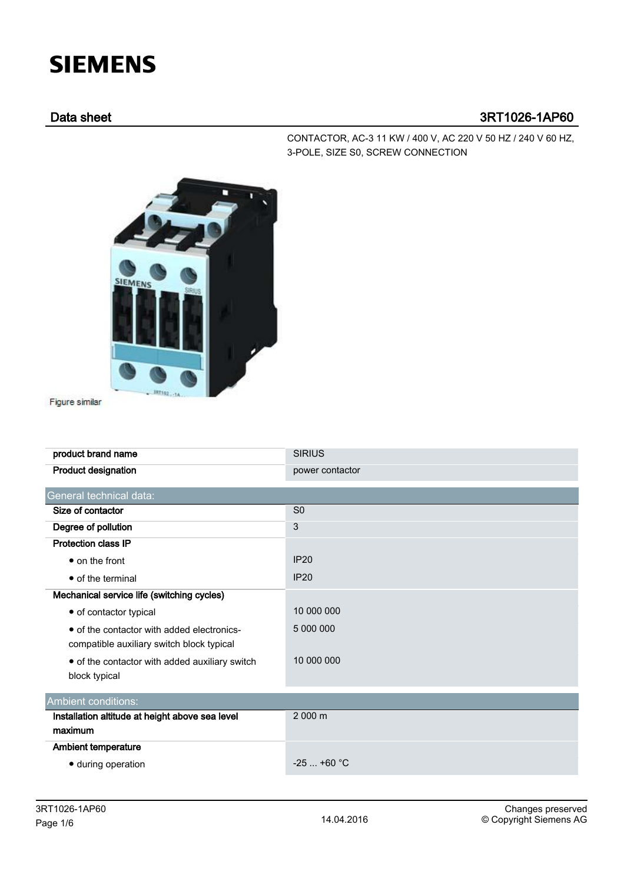SIEMENS

## Data sheet 3RT1026-1AP60

CONTACTOR, AC-3 11 KW / 400 V, AC 220 V 50 HZ / 240 V 60 HZ, 3-POLE, SIZE S0, SCREW CONNECTION

Figure similar

| | |
|---|---|
| **product brand name** | SIRIUS |
| **Product designation** | power contactor |
| **General technical data:** | |
| **Size of contactor** | S0 |
| **Degree of pollution** | 3 |
| **Protection class IP** | |
| • on the front | IP20 |
| • of the terminal | IP20 |
| **Mechanical service life (switching cycles)** | |
| • of contactor typical | 10 000 000 |
| • of the contactor with added electronics-compatible auxiliary switch block typical | 5 000 000 |
| • of the contactor with added auxiliary switch block typical | 10 000 000 |
| **Ambient conditions:** | |
| **Installation altitude at height above sea level maximum** | 2 000 m |
| **Ambient temperature** | |
| • during operation | -25 ... +60 °C |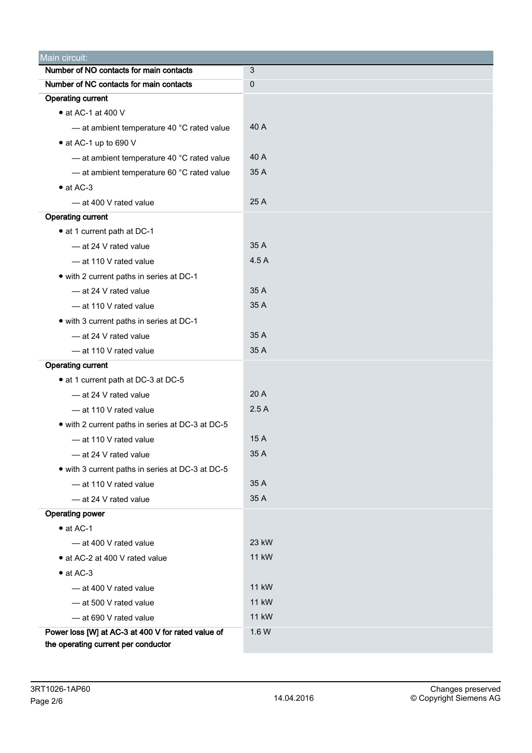| Main circuit: | |
|---|---|
| **Number of NO contacts for main contacts** | 3 |
| **Number of NC contacts for main contacts** | 0 |
| **Operating current** | |
| • at AC-1 at 400 V | |
| — at ambient temperature 40 °C rated value | 40 A |
| • at AC-1 up to 690 V | |
| — at ambient temperature 40 °C rated value | 40 A |
| — at ambient temperature 60 °C rated value | 35 A |
| • at AC-3 | |
| — at 400 V rated value | 25 A |
| **Operating current** | |
| • at 1 current path at DC-1 | |
| — at 24 V rated value | 35 A |
| — at 110 V rated value | 4.5 A |
| • with 2 current paths in series at DC-1 | |
| — at 24 V rated value | 35 A |
| — at 110 V rated value | 35 A |
| • with 3 current paths in series at DC-1 | |
| — at 24 V rated value | 35 A |
| — at 110 V rated value | 35 A |
| **Operating current** | |
| • at 1 current path at DC-3 at DC-5 | |
| — at 24 V rated value | 20 A |
| — at 110 V rated value | 2.5 A |
| • with 2 current paths in series at DC-3 at DC-5 | |
| — at 110 V rated value | 15 A |
| — at 24 V rated value | 35 A |
| • with 3 current paths in series at DC-3 at DC-5 | |
| — at 110 V rated value | 35 A |
| — at 24 V rated value | 35 A |
| **Operating power** | |
| • at AC-1 | |
| — at 400 V rated value | 23 kW |
| • at AC-2 at 400 V rated value | 11 kW |
| • at AC-3 | |
| — at 400 V rated value | 11 kW |
| — at 500 V rated value | 11 kW |
| — at 690 V rated value | 11 kW |
| **Power loss [W] at AC-3 at 400 V for rated value of the operating current per conductor** | 1.6 W |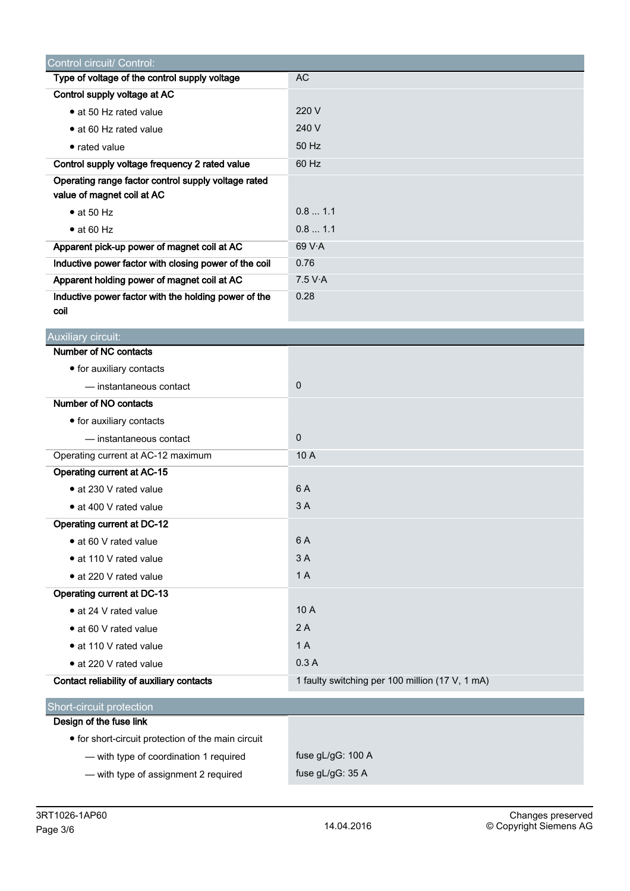| Control circuit/ Control: | |
|---|---|
| **Type of voltage of the control supply voltage** | AC |
| **Control supply voltage at AC** | |
| • at 50 Hz rated value | 220 V |
| • at 60 Hz rated value | 240 V |
| • rated value | 50 Hz |
| **Control supply voltage frequency 2 rated value** | 60 Hz |
| **Operating range factor control supply voltage rated value of magnet coil at AC** | |
| • at 50 Hz | 0.8 ... 1.1 |
| • at 60 Hz | 0.8 ... 1.1 |
| **Apparent pick-up power of magnet coil at AC** | 69 V·A |
| **Inductive power factor with closing power of the coil** | 0.76 |
| **Apparent holding power of magnet coil at AC** | 7.5 V·A |
| **Inductive power factor with the holding power of the coil** | 0.28 |

| Auxiliary circuit: | |
|---|---|
| **Number of NC contacts** | |
| • for auxiliary contacts | |
| — instantaneous contact | 0 |
| **Number of NO contacts** | |
| • for auxiliary contacts | |
| — instantaneous contact | 0 |
| Operating current at AC-12 maximum | 10 A |
| **Operating current at AC-15** | |
| • at 230 V rated value | 6 A |
| • at 400 V rated value | 3 A |
| **Operating current at DC-12** | |
| • at 60 V rated value | 6 A |
| • at 110 V rated value | 3 A |
| • at 220 V rated value | 1 A |
| **Operating current at DC-13** | |
| • at 24 V rated value | 10 A |
| • at 60 V rated value | 2 A |
| • at 110 V rated value | 1 A |
| • at 220 V rated value | 0.3 A |
| **Contact reliability of auxiliary contacts** | 1 faulty switching per 100 million (17 V, 1 mA) |

| Short-circuit protection | |
|---|---|
| **Design of the fuse link** | |
| • for short-circuit protection of the main circuit | |
| — with type of coordination 1 required | fuse gL/gG: 100 A |
| — with type of assignment 2 required | fuse gL/gG: 35 A |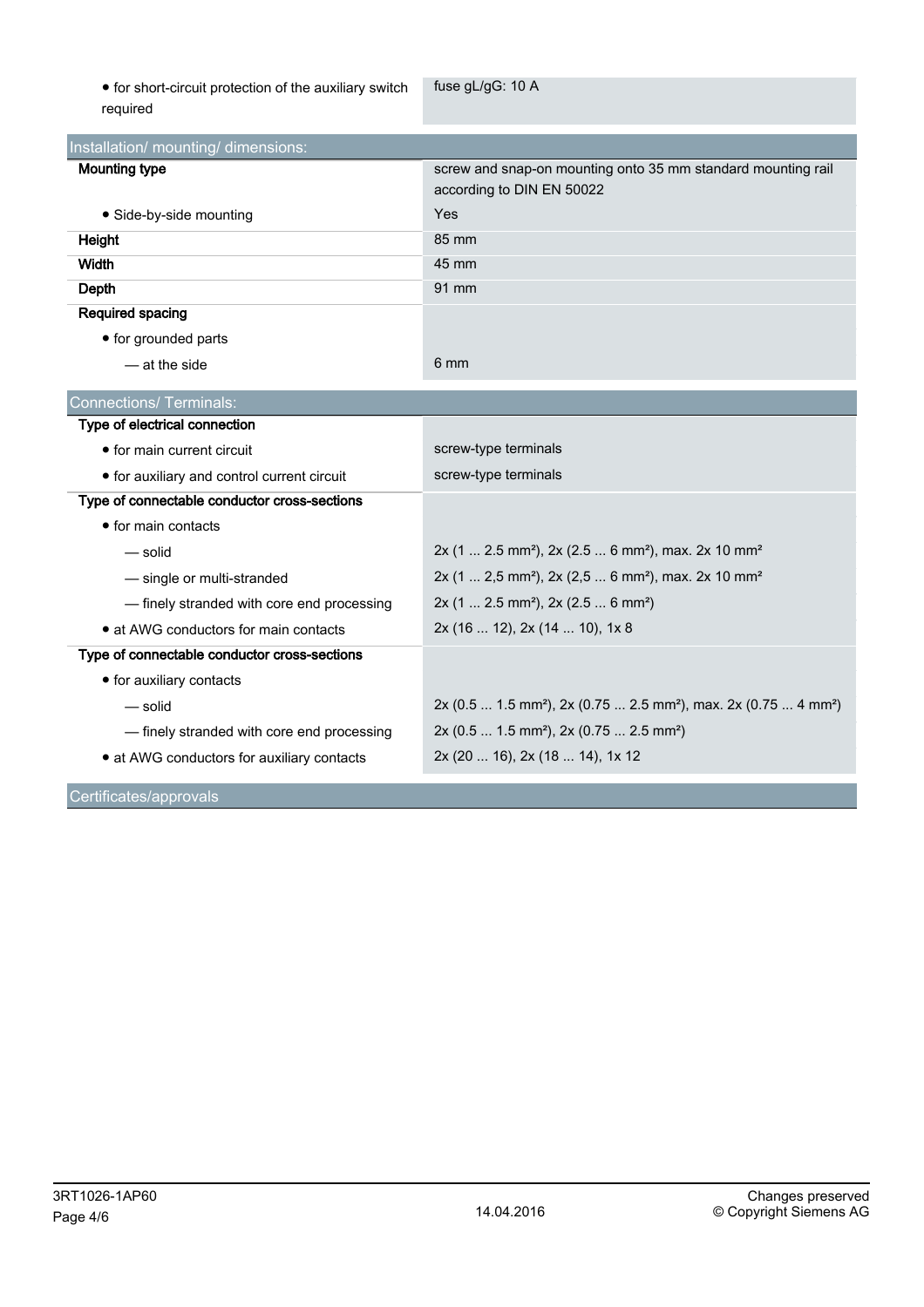| | |
|---|---|
| • for short-circuit protection of the auxiliary switch required | fuse gL/gG: 10 A |

## Installation/ mounting/ dimensions:

| | |
|---|---|
| **Mounting type** | screw and snap-on mounting onto 35 mm standard mounting rail according to DIN EN 50022 |
| • Side-by-side mounting | Yes |
| **Height** | 85 mm |
| **Width** | 45 mm |
| **Depth** | 91 mm |
| **Required spacing** | |
| • for grounded parts | |
| — at the side | 6 mm |

## Connections/ Terminals:

| | |
|---|---|
| **Type of electrical connection** | |
| • for main current circuit | screw-type terminals |
| • for auxiliary and control current circuit | screw-type terminals |
| **Type of connectable conductor cross-sections** | |
| • for main contacts | |
| — solid | 2x (1 ... 2.5 mm²), 2x (2.5 ... 6 mm²), max. 2x 10 mm² |
| — single or multi-stranded | 2x (1 ... 2,5 mm²), 2x (2,5 ... 6 mm²), max. 2x 10 mm² |
| — finely stranded with core end processing | 2x (1 ... 2.5 mm²), 2x (2.5 ... 6 mm²) |
| • at AWG conductors for main contacts | 2x (16 ... 12), 2x (14 ... 10), 1x 8 |
| **Type of connectable conductor cross-sections** | |
| • for auxiliary contacts | |
| — solid | 2x (0.5 ... 1.5 mm²), 2x (0.75 ... 2.5 mm²), max. 2x (0.75 ... 4 mm²) |
| — finely stranded with core end processing | 2x (0.5 ... 1.5 mm²), 2x (0.75 ... 2.5 mm²) |
| • at AWG conductors for auxiliary contacts | 2x (20 ... 16), 2x (18 ... 14), 1x 12 |

## Certificates/approvals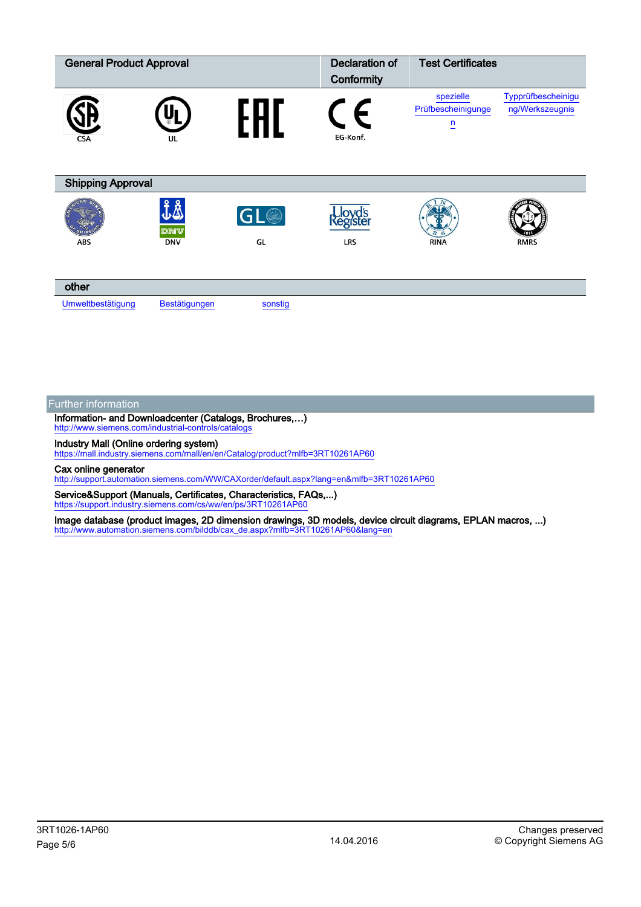| General Product Approval | | | Declaration of Conformity | Test Certificates | |
|---|---|---|---|---|---|
| CSA | UL | EAC | EG-Konf. | spezielle Prüfbescheinigungen | Typprüfbescheinigung/Werkszeugnis |

| Shipping Approval | | | | | |
|---|---|---|---|---|---|
| ABS | DNV | GL | LRS | RINA | RMRS |

| other | | |
|---|---|---|
| Umweltbestätigung | Bestätigungen | sonstig |

## Further information

**Information- and Downloadcenter (Catalogs, Brochures,…)**
http://www.siemens.com/industrial-controls/catalogs

**Industry Mall (Online ordering system)**
https://mall.industry.siemens.com/mall/en/en/Catalog/product?mlfb=3RT10261AP60

**Cax online generator**
http://support.automation.siemens.com/WW/CAXorder/default.aspx?lang=en&mlfb=3RT10261AP60

**Service&Support (Manuals, Certificates, Characteristics, FAQs,...)**
https://support.industry.siemens.com/cs/ww/en/ps/3RT10261AP60

**Image database (product images, 2D dimension drawings, 3D models, device circuit diagrams, EPLAN macros, ...)**
http://www.automation.siemens.com/bilddb/cax_de.aspx?mlfb=3RT10261AP60&lang=en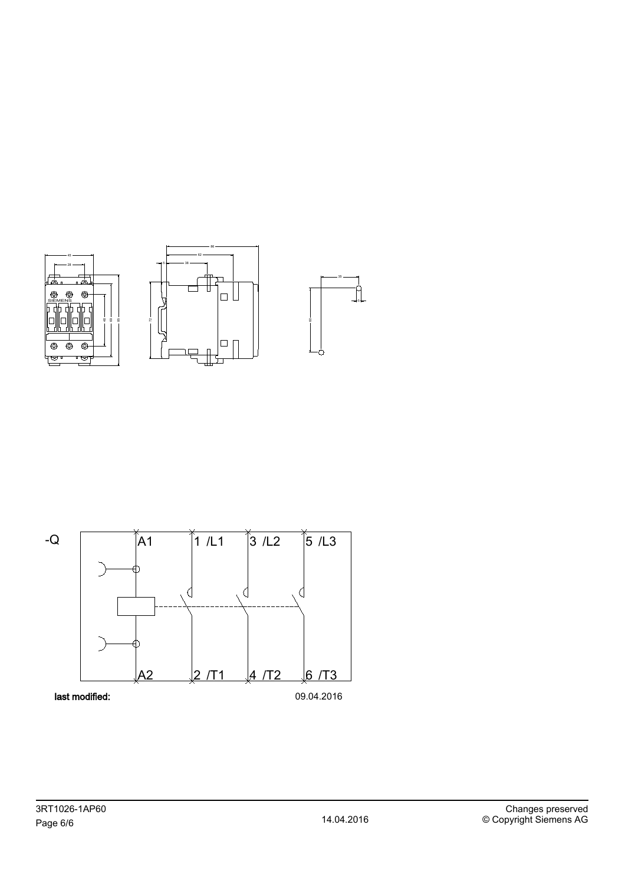-Q

A1 1 /L1 3 /L2 5 /L3

A2 2 /T1 4 /T2 6 /T3

**last modified:** 09.04.2016

3RT1026-1AP60

14.04.2016

Changes preserved
© Copyright Siemens AG